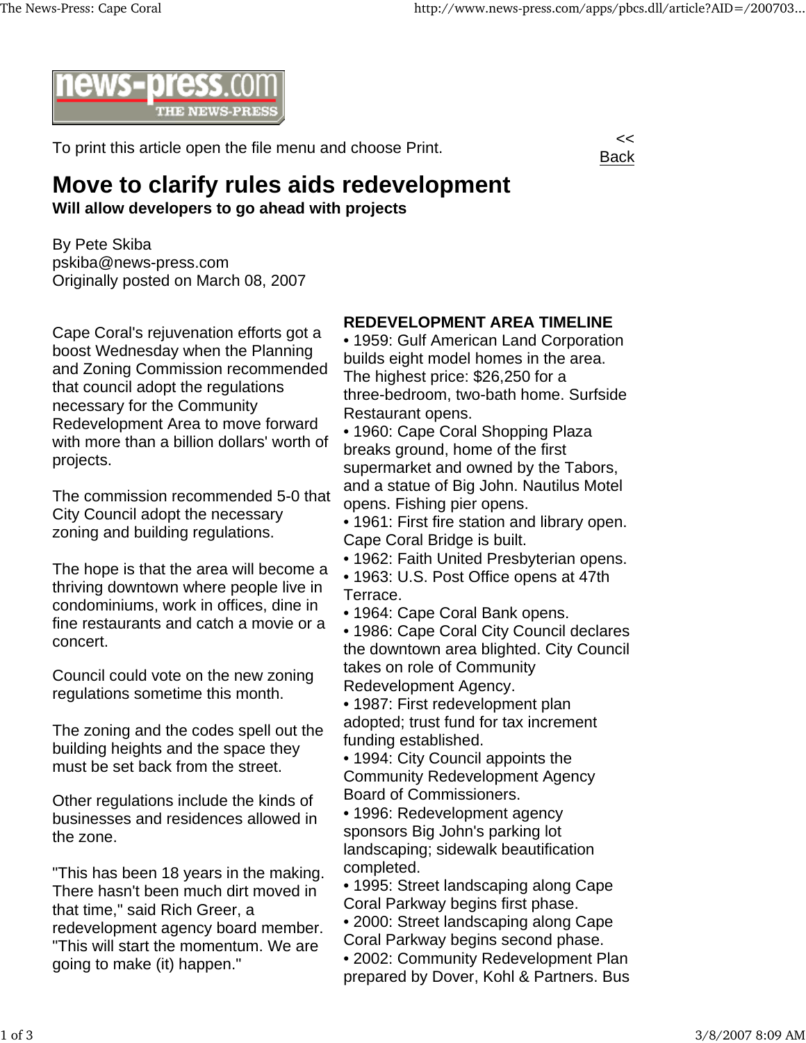news-press.com THE NEWS-PRESS

To print this article open the file menu and choose Print.

<< Back

# Move to clarify rules aids redevelopment

**Will allow developers to go ahead with projects**

By Pete Skiba
pskiba@news-press.com
Originally posted on March 08, 2007

Cape Coral's rejuvenation efforts got a boost Wednesday when the Planning and Zoning Commission recommended that council adopt the regulations necessary for the Community Redevelopment Area to move forward with more than a billion dollars' worth of projects.

The commission recommended 5-0 that City Council adopt the necessary zoning and building regulations.

The hope is that the area will become a thriving downtown where people live in condominiums, work in offices, dine in fine restaurants and catch a movie or a concert.

Council could vote on the new zoning regulations sometime this month.

The zoning and the codes spell out the building heights and the space they must be set back from the street.

Other regulations include the kinds of businesses and residences allowed in the zone.

"This has been 18 years in the making. There hasn't been much dirt moved in that time," said Rich Greer, a redevelopment agency board member. "This will start the momentum. We are going to make (it) happen."

**REDEVELOPMENT AREA TIMELINE**

- 1959: Gulf American Land Corporation builds eight model homes in the area. The highest price: $26,250 for a three-bedroom, two-bath home. Surfside Restaurant opens.
- 1960: Cape Coral Shopping Plaza breaks ground, home of the first supermarket and owned by the Tabors, and a statue of Big John. Nautilus Motel opens. Fishing pier opens.
- 1961: First fire station and library open. Cape Coral Bridge is built.
- 1962: Faith United Presbyterian opens.
- 1963: U.S. Post Office opens at 47th Terrace.
- 1964: Cape Coral Bank opens.
- 1986: Cape Coral City Council declares the downtown area blighted. City Council takes on role of Community Redevelopment Agency.
- 1987: First redevelopment plan adopted; trust fund for tax increment funding established.
- 1994: City Council appoints the Community Redevelopment Agency Board of Commissioners.
- 1996: Redevelopment agency sponsors Big John's parking lot landscaping; sidewalk beautification completed.
- 1995: Street landscaping along Cape Coral Parkway begins first phase.
- 2000: Street landscaping along Cape Coral Parkway begins second phase.
- 2002: Community Redevelopment Plan prepared by Dover, Kohl & Partners. Bus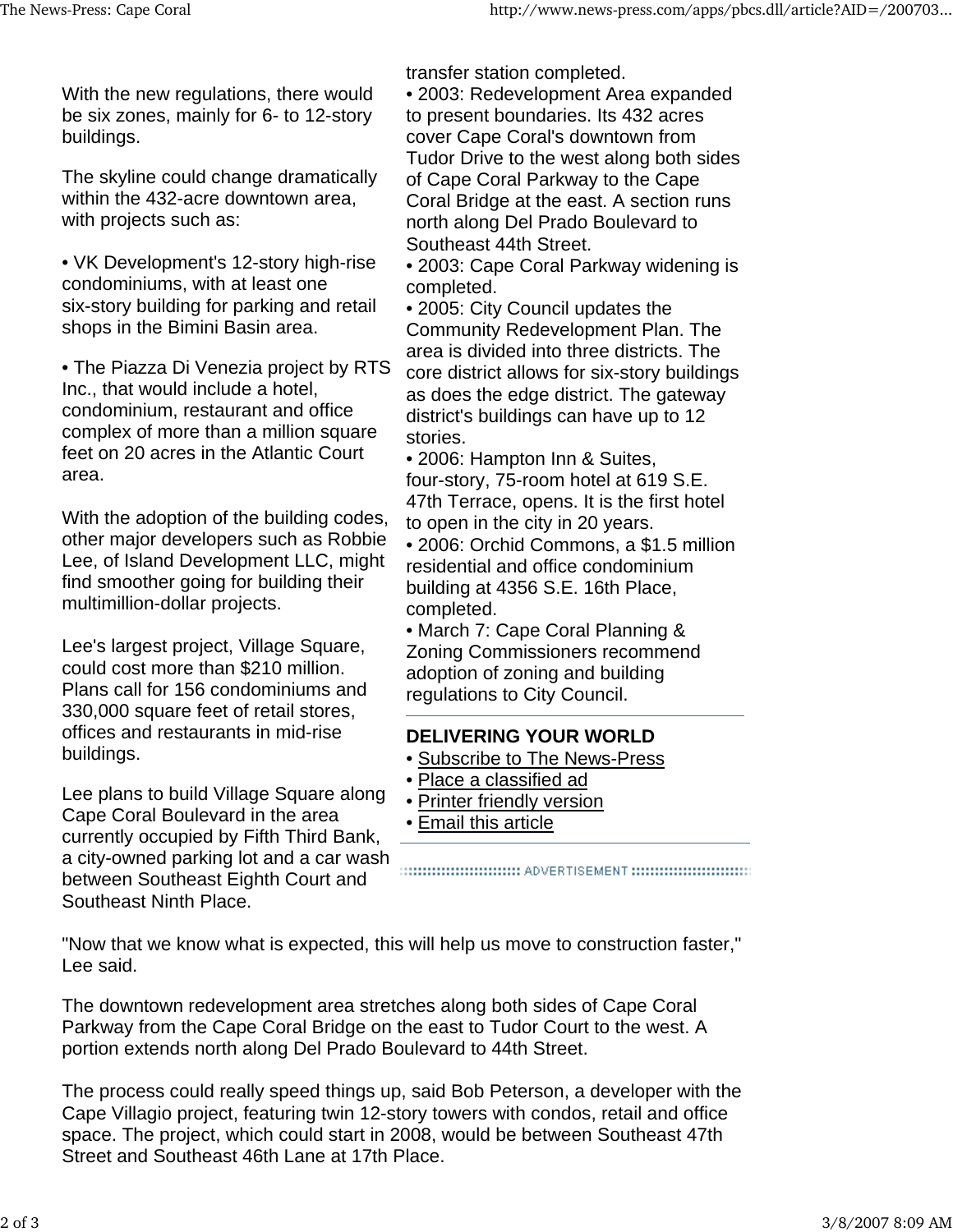With the new regulations, there would be six zones, mainly for 6- to 12-story buildings.

The skyline could change dramatically within the 432-acre downtown area, with projects such as:

• VK Development's 12-story high-rise condominiums, with at least one six-story building for parking and retail shops in the Bimini Basin area.

• The Piazza Di Venezia project by RTS Inc., that would include a hotel, condominium, restaurant and office complex of more than a million square feet on 20 acres in the Atlantic Court area.

With the adoption of the building codes, other major developers such as Robbie Lee, of Island Development LLC, might find smoother going for building their multimillion-dollar projects.

Lee's largest project, Village Square, could cost more than $210 million. Plans call for 156 condominiums and 330,000 square feet of retail stores, offices and restaurants in mid-rise buildings.

Lee plans to build Village Square along Cape Coral Boulevard in the area currently occupied by Fifth Third Bank, a city-owned parking lot and a car wash between Southeast Eighth Court and Southeast Ninth Place.

transfer station completed.
• 2003: Redevelopment Area expanded to present boundaries. Its 432 acres cover Cape Coral's downtown from Tudor Drive to the west along both sides of Cape Coral Parkway to the Cape Coral Bridge at the east. A section runs north along Del Prado Boulevard to Southeast 44th Street.
• 2003: Cape Coral Parkway widening is completed.
• 2005: City Council updates the Community Redevelopment Plan. The area is divided into three districts. The core district allows for six-story buildings as does the edge district. The gateway district's buildings can have up to 12 stories.
• 2006: Hampton Inn & Suites, four-story, 75-room hotel at 619 S.E. 47th Terrace, opens. It is the first hotel to open in the city in 20 years.
• 2006: Orchid Commons, a $1.5 million residential and office condominium building at 4356 S.E. 16th Place, completed.
• March 7: Cape Coral Planning & Zoning Commissioners recommend adoption of zoning and building regulations to City Council.

**DELIVERING YOUR WORLD**
• Subscribe to The News-Press
• Place a classified ad
• Printer friendly version
• Email this article

ADVERTISEMENT

"Now that we know what is expected, this will help us move to construction faster," Lee said.

The downtown redevelopment area stretches along both sides of Cape Coral Parkway from the Cape Coral Bridge on the east to Tudor Court to the west. A portion extends north along Del Prado Boulevard to 44th Street.

The process could really speed things up, said Bob Peterson, a developer with the Cape Villagio project, featuring twin 12-story towers with condos, retail and office space. The project, which could start in 2008, would be between Southeast 47th Street and Southeast 46th Lane at 17th Place.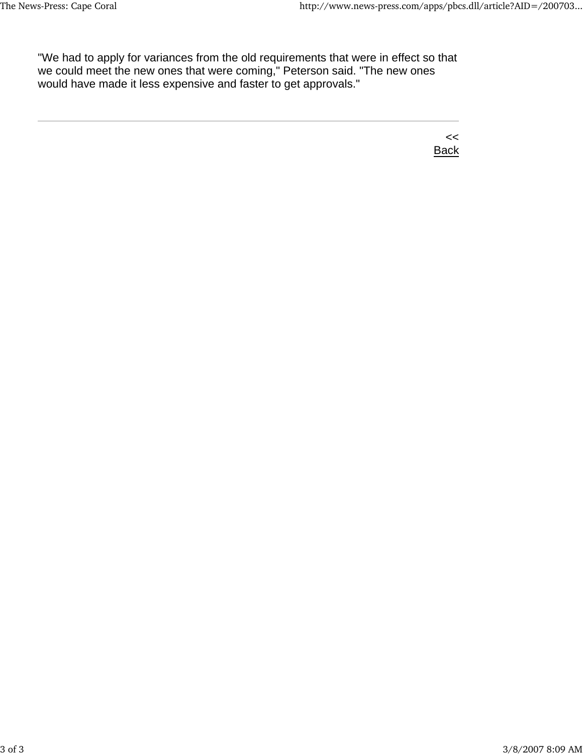"We had to apply for variances from the old requirements that were in effect so that we could meet the new ones that were coming," Peterson said. "The new ones would have made it less expensive and faster to get approvals."

---

<< Back